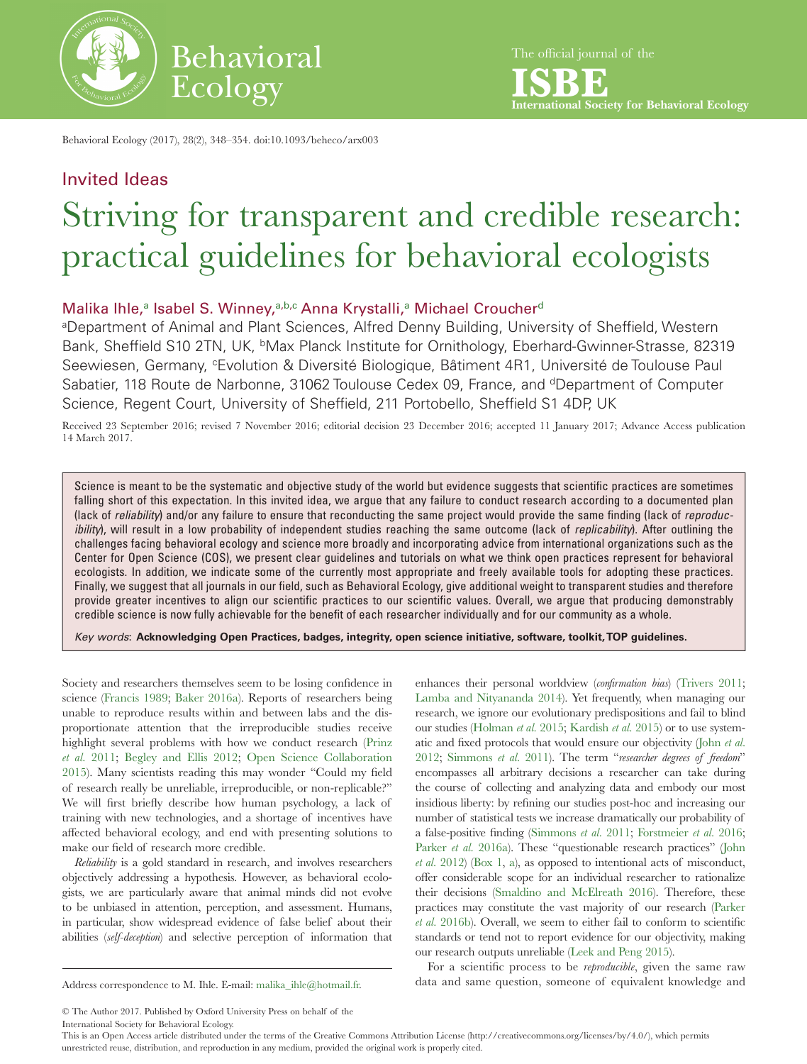# Invited Ideas

# Striving for transparent and credible research: practical guidelines for behavioral ecologists

Malika Ihle,[a] Isabel S. Winney,[a,b,c] Anna Krystalli,[a] Michael Croucher[d]

[a]Department of Animal and Plant Sciences, Alfred Denny Building, University of Sheffield, Western Bank, Sheffield S10 2TN, UK, [b]Max Planck Institute for Ornithology, Eberhard-Gwinner-Strasse, 82319 Seewiesen, Germany, [c]Evolution & Diversité Biologique, Bâtiment 4R1, Université de Toulouse Paul Sabatier, 118 Route de Narbonne, 31062 Toulouse Cedex 09, France, and [d]Department of Computer Science, Regent Court, University of Sheffield, 211 Portobello, Sheffield S1 4DP, UK

Received 23 September 2016; revised 7 November 2016; editorial decision 23 December 2016; accepted 11 January 2017; Advance Access publication 14 March 2017.

Science is meant to be the systematic and objective study of the world but evidence suggests that scientific practices are sometimes falling short of this expectation. In this invited idea, we argue that any failure to conduct research according to a documented plan (lack of *reliability*) and/or any failure to ensure that reconducting the same project would provide the same finding (lack of *reproducibility*), will result in a low probability of independent studies reaching the same outcome (lack of *replicability*). After outlining the challenges facing behavioral ecology and science more broadly and incorporating advice from international organizations such as the Center for Open Science (COS), we present clear guidelines and tutorials on what we think open practices represent for behavioral ecologists. In addition, we indicate some of the currently most appropriate and freely available tools for adopting these practices. Finally, we suggest that all journals in our field, such as Behavioral Ecology, give additional weight to transparent studies and therefore provide greater incentives to align our scientific practices to our scientific values. Overall, we argue that producing demonstrably credible science is now fully achievable for the benefit of each researcher individually and for our community as a whole.

*Key words*: **Acknowledging Open Practices, badges, integrity, open science initiative, software, toolkit, TOP guidelines.**

Society and researchers themselves seem to be losing confidence in science (Francis 1989; Baker 2016a). Reports of researchers being unable to reproduce results within and between labs and the disproportionate attention that the irreproducible studies receive highlight several problems with how we conduct research (Prinz *et al.* 2011; Begley and Ellis 2012; Open Science Collaboration 2015). Many scientists reading this may wonder "Could my field of research really be unreliable, irreproducible, or non-replicable?" We will first briefly describe how human psychology, a lack of training with new technologies, and a shortage of incentives have affected behavioral ecology, and end with presenting solutions to make our field of research more credible.

*Reliability* is a gold standard in research, and involves researchers objectively addressing a hypothesis. However, as behavioral ecologists, we are particularly aware that animal minds did not evolve to be unbiased in attention, perception, and assessment. Humans, in particular, show widespread evidence of false belief about their abilities (*self-deception*) and selective perception of information that enhances their personal worldview (*confirmation bias*) (Trivers 2011; Lamba and Nityananda 2014). Yet frequently, when managing our research, we ignore our evolutionary predispositions and fail to blind our studies (Holman *et al.* 2015; Kardish *et al.* 2015) or to use systematic and fixed protocols that would ensure our objectivity (John *et al.* 2012; Simmons *et al.* 2011). The term "*researcher degrees of freedom*" encompasses all arbitrary decisions a researcher can take during the course of collecting and analyzing data and embody our most insidious liberty: by refining our studies post-hoc and increasing our number of statistical tests we increase dramatically our probability of a false-positive finding (Simmons *et al.* 2011; Forstmeier *et al.* 2016; Parker *et al.* 2016a). These "questionable research practices" (John *et al.* 2012) (Box 1, a), as opposed to intentional acts of misconduct, offer considerable scope for an individual researcher to rationalize their decisions (Smaldino and McElreath 2016). Therefore, these practices may constitute the vast majority of our research (Parker *et al.* 2016b). Overall, we seem to either fail to conform to scientific standards or tend not to report evidence for our objectivity, making our research outputs unreliable (Leek and Peng 2015).

For a scientific process to be *reproducible*, given the same raw data and same question, someone of equivalent knowledge and

Address correspondence to M. Ihle. E-mail: malika_ihle@hotmail.fr.

© The Author 2017. Published by Oxford University Press on behalf of the International Society for Behavioral Ecology.
This is an Open Access article distributed under the terms of the Creative Commons Attribution License (http://creativecommons.org/licenses/by/4.0/), which permits unrestricted reuse, distribution, and reproduction in any medium, provided the original work is properly cited.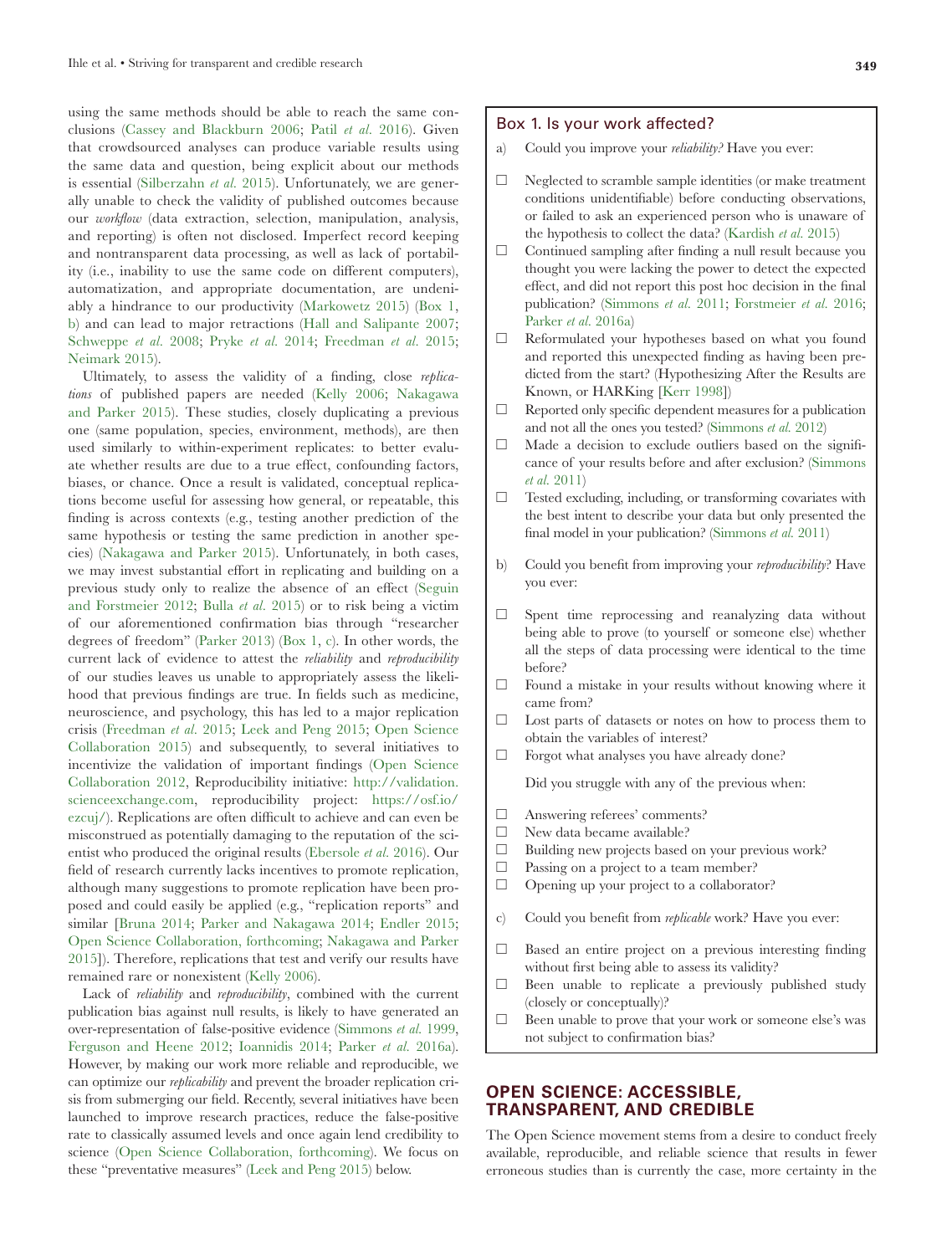using the same methods should be able to reach the same conclusions (Cassey and Blackburn 2006; Patil *et al.* 2016). Given that crowdsourced analyses can produce variable results using the same data and question, being explicit about our methods is essential (Silberzahn *et al.* 2015). Unfortunately, we are generally unable to check the validity of published outcomes because our *workflow* (data extraction, selection, manipulation, analysis, and reporting) is often not disclosed. Imperfect record keeping and nontransparent data processing, as well as lack of portability (i.e., inability to use the same code on different computers), automatization, and appropriate documentation, are undeniably a hindrance to our productivity (Markowetz 2015) (Box 1, b) and can lead to major retractions (Hall and Salipante 2007; Schweppe *et al.* 2008; Pryke *et al.* 2014; Freedman *et al.* 2015; Neimark 2015).

Ultimately, to assess the validity of a finding, close *replications* of published papers are needed (Kelly 2006; Nakagawa and Parker 2015). These studies, closely duplicating a previous one (same population, species, environment, methods), are then used similarly to within-experiment replicates: to better evaluate whether results are due to a true effect, confounding factors, biases, or chance. Once a result is validated, conceptual replications become useful for assessing how general, or repeatable, this finding is across contexts (e.g., testing another prediction of the same hypothesis or testing the same prediction in another species) (Nakagawa and Parker 2015). Unfortunately, in both cases, we may invest substantial effort in replicating and building on a previous study only to realize the absence of an effect (Seguin and Forstmeier 2012; Bulla *et al.* 2015) or to risk being a victim of our aforementioned confirmation bias through "researcher degrees of freedom" (Parker 2013) (Box 1, c). In other words, the current lack of evidence to attest the *reliability* and *reproducibility* of our studies leaves us unable to appropriately assess the likelihood that previous findings are true. In fields such as medicine, neuroscience, and psychology, this has led to a major replication crisis (Freedman *et al.* 2015; Leek and Peng 2015; Open Science Collaboration 2015) and subsequently, to several initiatives to incentivize the validation of important findings (Open Science Collaboration 2012, Reproducibility initiative: http://validation.scienceexchange.com, reproducibility project: https://osf.io/ezcuj/). Replications are often difficult to achieve and can even be misconstrued as potentially damaging to the reputation of the scientist who produced the original results (Ebersole *et al.* 2016). Our field of research currently lacks incentives to promote replication, although many suggestions to promote replication have been proposed and could easily be applied (e.g., "replication reports" and similar [Bruna 2014; Parker and Nakagawa 2014; Endler 2015; Open Science Collaboration, forthcoming; Nakagawa and Parker 2015]). Therefore, replications that test and verify our results have remained rare or nonexistent (Kelly 2006).

Lack of *reliability* and *reproducibility*, combined with the current publication bias against null results, is likely to have generated an over-representation of false-positive evidence (Simmons *et al.* 1999, Ferguson and Heene 2012; Ioannidis 2014; Parker *et al.* 2016a). However, by making our work more reliable and reproducible, we can optimize our *replicability* and prevent the broader replication crisis from submerging our field. Recently, several initiatives have been launched to improve research practices, reduce the false-positive rate to classically assumed levels and once again lend credibility to science (Open Science Collaboration, forthcoming). We focus on these "preventative measures" (Leek and Peng 2015) below.

### Box 1. Is your work affected?

a) Could you improve your *reliability?* Have you ever:

- ☐ Neglected to scramble sample identities (or make treatment conditions unidentifiable) before conducting observations, or failed to ask an experienced person who is unaware of the hypothesis to collect the data? (Kardish *et al.* 2015)
- ☐ Continued sampling after finding a null result because you thought you were lacking the power to detect the expected effect, and did not report this post hoc decision in the final publication? (Simmons *et al.* 2011; Forstmeier *et al.* 2016; Parker *et al.* 2016a)
- ☐ Reformulated your hypotheses based on what you found and reported this unexpected finding as having been predicted from the start? (Hypothesizing After the Results are Known, or HARKing [Kerr 1998])
- ☐ Reported only specific dependent measures for a publication and not all the ones you tested? (Simmons *et al.* 2012)
- ☐ Made a decision to exclude outliers based on the significance of your results before and after exclusion? (Simmons *et al.* 2011)
- ☐ Tested excluding, including, or transforming covariates with the best intent to describe your data but only presented the final model in your publication? (Simmons *et al.* 2011)

b) Could you benefit from improving your *reproducibility*? Have you ever:

- ☐ Spent time reprocessing and reanalyzing data without being able to prove (to yourself or someone else) whether all the steps of data processing were identical to the time before?
- ☐ Found a mistake in your results without knowing where it came from?
- ☐ Lost parts of datasets or notes on how to process them to obtain the variables of interest?
- ☐ Forgot what analyses you have already done?

Did you struggle with any of the previous when:

- ☐ Answering referees' comments?
- ☐ New data became available?
- ☐ Building new projects based on your previous work?
- ☐ Passing on a project to a team member?
- ☐ Opening up your project to a collaborator?

c) Could you benefit from *replicable* work? Have you ever:

- ☐ Based an entire project on a previous interesting finding without first being able to assess its validity?
- ☐ Been unable to replicate a previously published study (closely or conceptually)?
- ☐ Been unable to prove that your work or someone else's was not subject to confirmation bias?

## OPEN SCIENCE: ACCESSIBLE, TRANSPARENT, AND CREDIBLE

The Open Science movement stems from a desire to conduct freely available, reproducible, and reliable science that results in fewer erroneous studies than is currently the case, more certainty in the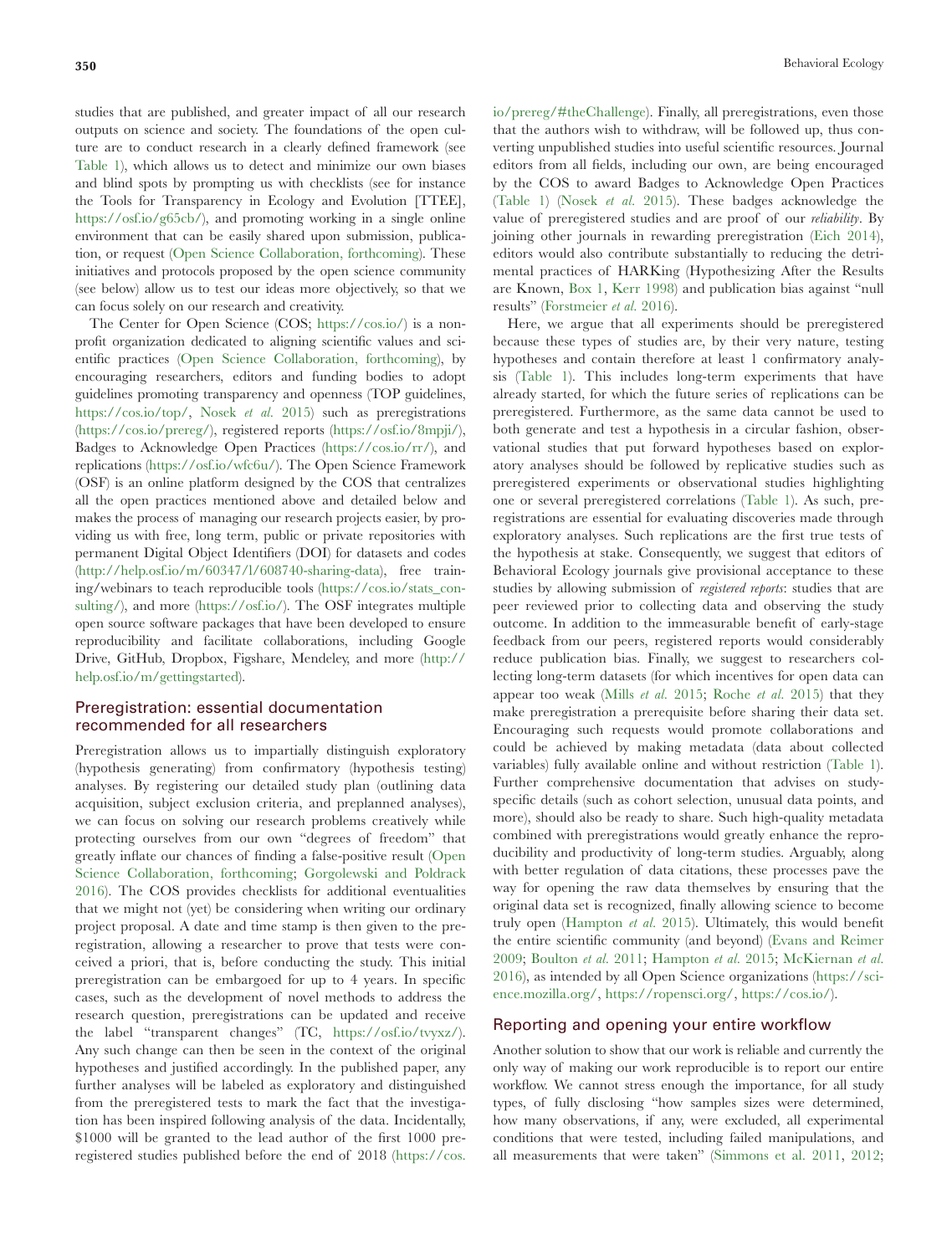studies that are published, and greater impact of all our research outputs on science and society. The foundations of the open culture are to conduct research in a clearly defined framework (see Table 1), which allows us to detect and minimize our own biases and blind spots by prompting us with checklists (see for instance the Tools for Transparency in Ecology and Evolution [TTEE], https://osf.io/g65cb/), and promoting working in a single online environment that can be easily shared upon submission, publication, or request (Open Science Collaboration, forthcoming). These initiatives and protocols proposed by the open science community (see below) allow us to test our ideas more objectively, so that we can focus solely on our research and creativity.

The Center for Open Science (COS; https://cos.io/) is a nonprofit organization dedicated to aligning scientific values and scientific practices (Open Science Collaboration, forthcoming), by encouraging researchers, editors and funding bodies to adopt guidelines promoting transparency and openness (TOP guidelines, https://cos.io/top/, Nosek *et al.* 2015) such as preregistrations (https://cos.io/prereg/), registered reports (https://osf.io/8mpji/), Badges to Acknowledge Open Practices (https://cos.io/rr/), and replications (https://osf.io/wfc6u/). The Open Science Framework (OSF) is an online platform designed by the COS that centralizes all the open practices mentioned above and detailed below and makes the process of managing our research projects easier, by providing us with free, long term, public or private repositories with permanent Digital Object Identifiers (DOI) for datasets and codes (http://help.osf.io/m/60347/l/608740-sharing-data), free training/webinars to teach reproducible tools (https://cos.io/stats_consulting/), and more (https://osf.io/). The OSF integrates multiple open source software packages that have been developed to ensure reproducibility and facilitate collaborations, including Google Drive, GitHub, Dropbox, Figshare, Mendeley, and more (http://help.osf.io/m/gettingstarted).

## Preregistration: essential documentation recommended for all researchers

Preregistration allows us to impartially distinguish exploratory (hypothesis generating) from confirmatory (hypothesis testing) analyses. By registering our detailed study plan (outlining data acquisition, subject exclusion criteria, and preplanned analyses), we can focus on solving our research problems creatively while protecting ourselves from our own "degrees of freedom" that greatly inflate our chances of finding a false-positive result (Open Science Collaboration, forthcoming; Gorgolewski and Poldrack 2016). The COS provides checklists for additional eventualities that we might not (yet) be considering when writing our ordinary project proposal. A date and time stamp is then given to the preregistration, allowing a researcher to prove that tests were conceived a priori, that is, before conducting the study. This initial preregistration can be embargoed for up to 4 years. In specific cases, such as the development of novel methods to address the research question, preregistrations can be updated and receive the label "transparent changes" (TC, https://osf.io/tvyxz/). Any such change can then be seen in the context of the original hypotheses and justified accordingly. In the published paper, any further analyses will be labeled as exploratory and distinguished from the preregistered tests to mark the fact that the investigation has been inspired following analysis of the data. Incidentally, \$1000 will be granted to the lead author of the first 1000 preregistered studies published before the end of 2018 (https://cos.io/prereg/#theChallenge). Finally, all preregistrations, even those that the authors wish to withdraw, will be followed up, thus converting unpublished studies into useful scientific resources. Journal editors from all fields, including our own, are being encouraged by the COS to award Badges to Acknowledge Open Practices (Table 1) (Nosek *et al.* 2015). These badges acknowledge the value of preregistered studies and are proof of our *reliability*. By joining other journals in rewarding preregistration (Eich 2014), editors would also contribute substantially to reducing the detrimental practices of HARKing (Hypothesizing After the Results are Known, Box 1, Kerr 1998) and publication bias against "null results" (Forstmeier *et al.* 2016).

Here, we argue that all experiments should be preregistered because these types of studies are, by their very nature, testing hypotheses and contain therefore at least 1 confirmatory analysis (Table 1). This includes long-term experiments that have already started, for which the future series of replications can be preregistered. Furthermore, as the same data cannot be used to both generate and test a hypothesis in a circular fashion, observational studies that put forward hypotheses based on exploratory analyses should be followed by replicative studies such as preregistered experiments or observational studies highlighting one or several preregistered correlations (Table 1). As such, preregistrations are essential for evaluating discoveries made through exploratory analyses. Such replications are the first true tests of the hypothesis at stake. Consequently, we suggest that editors of Behavioral Ecology journals give provisional acceptance to these studies by allowing submission of *registered reports*: studies that are peer reviewed prior to collecting data and observing the study outcome. In addition to the immeasurable benefit of early-stage feedback from our peers, registered reports would considerably reduce publication bias. Finally, we suggest to researchers collecting long-term datasets (for which incentives for open data can appear too weak (Mills *et al.* 2015; Roche *et al.* 2015) that they make preregistration a prerequisite before sharing their data set. Encouraging such requests would promote collaborations and could be achieved by making metadata (data about collected variables) fully available online and without restriction (Table 1). Further comprehensive documentation that advises on study-specific details (such as cohort selection, unusual data points, and more), should also be ready to share. Such high-quality metadata combined with preregistrations would greatly enhance the reproducibility and productivity of long-term studies. Arguably, along with better regulation of data citations, these processes pave the way for opening the raw data themselves by ensuring that the original data set is recognized, finally allowing science to become truly open (Hampton *et al.* 2015). Ultimately, this would benefit the entire scientific community (and beyond) (Evans and Reimer 2009; Boulton *et al.* 2011; Hampton *et al.* 2015; McKiernan *et al.* 2016), as intended by all Open Science organizations (https://science.mozilla.org/, https://ropensci.org/, https://cos.io/).

## Reporting and opening your entire workflow

Another solution to show that our work is reliable and currently the only way of making our work reproducible is to report our entire workflow. We cannot stress enough the importance, for all study types, of fully disclosing "how samples sizes were determined, how many observations, if any, were excluded, all experimental conditions that were tested, including failed manipulations, and all measurements that were taken" (Simmons et al. 2011, 2012;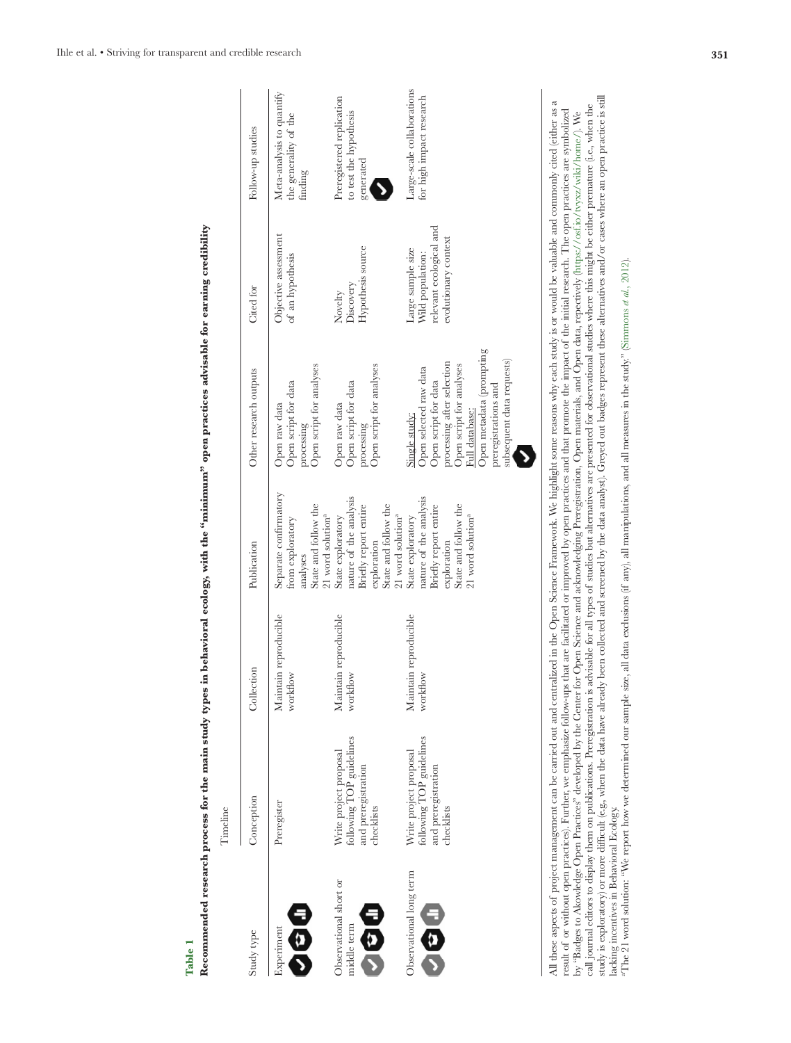**Table 1**

**Recommended research process for the main study types in behavioral ecology, with the "minimum" open practices advisable for earning credibility**

| Study type | Timeline | | | | | |
|---|---|---|---|---|---|---|
| | Conception | Collection | Publication | Other research outputs | Cited for | Follow-up studies |
| Experiment | Preregister | Maintain reproducible workflow | Separate confirmatory from exploratory analyses<br>State and follow the 21 word solution[a] | Open raw data<br>Open script for data processing<br>Open script for analyses | Objective assessment of an hypothesis | Meta-analysis to quantify the generality of the finding |
| Observational short or middle term | Write project proposal following TOP guidelines and preregistration checklists | Maintain reproducible workflow | State exploratory nature of the analysis<br>Briefly report entire exploration<br>State and follow the 21 word solution[a] | Open raw data<br>Open script for data processing<br>Open script for analyses | Novelty<br>Discovery<br>Hypothesis source | Preregistered replication to test the hypothesis generated |
| Observational long term | Write project proposal following TOP guidelines and preregistration checklists | Maintain reproducible workflow | State exploratory nature of the analysis<br>Briefly report entire exploration<br>State and follow the 21 word solution[a] | Single study:<br>Open selected raw data<br>Open script for data processing after selection<br>Open script for analyses<br>Full database:<br>Open metadata (prompting preregistrations and subsequent data requests) | Large sample size<br>Wild population: relevant ecological and evolutionary context | Large-scale collaborations for high impact research |

All these aspects of project management can be carried out and centralized in the Open Science Framework. We highlight some reasons why each study is or would be valuable and commonly cited (either as a result of or without open practices). Further, we emphasize follow-ups that are facilitated or improved by open practices and that promote the impact of the initial research. The open practices are symbolized by "Badges to Akowledge Open Practices" developed by the Center for Open Science and acknowledging Preregistration, Open materials, and Open data, repectively (https://osf.io/tvyxz/wiki/home/). We call journal editors to display them on publications. Preregistration is advisable for all types of studies but alternatives are presented for observational studies where this might be either premature (i.e., when the study is exploratory) or more difficult (e.g., when the data have already been collected and screened by the data analyst). Greyed out badges represent these alternatives and/or cases where an open practice is still lacking incentives in Behavioral Ecology.

[a]The 21 word solution: "We report how we determined our sample size, all data exclusions (if any), all manipulations, and all measures in the study." (Simmons *et al*., 2012).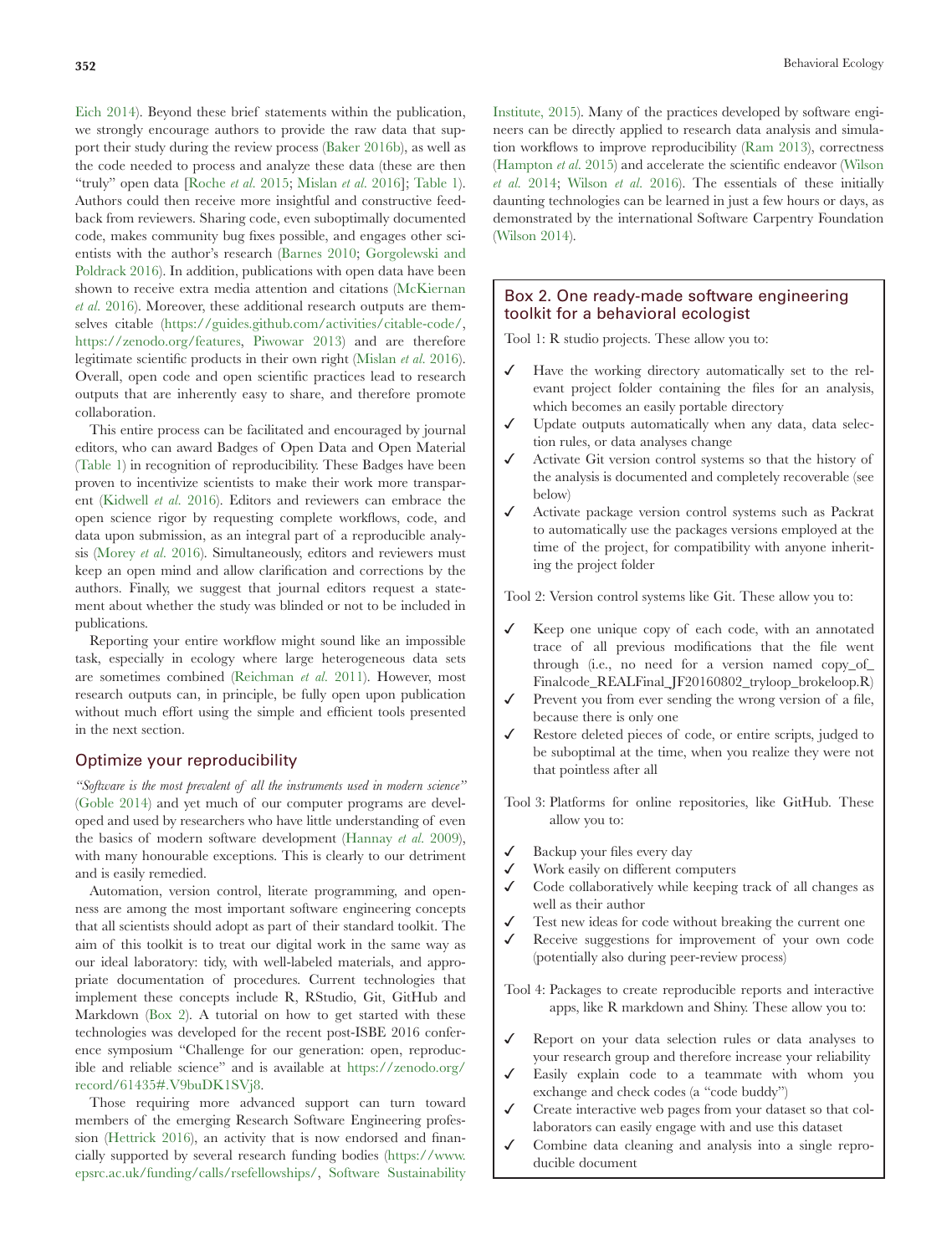Eich 2014). Beyond these brief statements within the publication, we strongly encourage authors to provide the raw data that support their study during the review process (Baker 2016b), as well as the code needed to process and analyze these data (these are then "truly" open data [Roche *et al.* 2015; Mislan *et al.* 2016]; Table 1). Authors could then receive more insightful and constructive feedback from reviewers. Sharing code, even suboptimally documented code, makes community bug fixes possible, and engages other scientists with the author's research (Barnes 2010; Gorgolewski and Poldrack 2016). In addition, publications with open data have been shown to receive extra media attention and citations (McKiernan *et al.* 2016). Moreover, these additional research outputs are themselves citable (https://guides.github.com/activities/citable-code/, https://zenodo.org/features, Piwowar 2013) and are therefore legitimate scientific products in their own right (Mislan *et al.* 2016). Overall, open code and open scientific practices lead to research outputs that are inherently easy to share, and therefore promote collaboration.

This entire process can be facilitated and encouraged by journal editors, who can award Badges of Open Data and Open Material (Table 1) in recognition of reproducibility. These Badges have been proven to incentivize scientists to make their work more transparent (Kidwell *et al.* 2016). Editors and reviewers can embrace the open science rigor by requesting complete workflows, code, and data upon submission, as an integral part of a reproducible analysis (Morey *et al.* 2016). Simultaneously, editors and reviewers must keep an open mind and allow clarification and corrections by the authors. Finally, we suggest that journal editors request a statement about whether the study was blinded or not to be included in publications.

Reporting your entire workflow might sound like an impossible task, especially in ecology where large heterogeneous data sets are sometimes combined (Reichman *et al.* 2011). However, most research outputs can, in principle, be fully open upon publication without much effort using the simple and efficient tools presented in the next section.

## Optimize your reproducibility

*"Software is the most prevalent of all the instruments used in modern science"* (Goble 2014) and yet much of our computer programs are developed and used by researchers who have little understanding of even the basics of modern software development (Hannay *et al.* 2009), with many honourable exceptions. This is clearly to our detriment and is easily remedied.

Automation, version control, literate programming, and openness are among the most important software engineering concepts that all scientists should adopt as part of their standard toolkit. The aim of this toolkit is to treat our digital work in the same way as our ideal laboratory: tidy, with well-labeled materials, and appropriate documentation of procedures. Current technologies that implement these concepts include R, RStudio, Git, GitHub and Markdown (Box 2). A tutorial on how to get started with these technologies was developed for the recent post-ISBE 2016 conference symposium "Challenge for our generation: open, reproducible and reliable science" and is available at https://zenodo.org/record/61435#.V9buDK1SVj8.

Those requiring more advanced support can turn toward members of the emerging Research Software Engineering profession (Hettrick 2016), an activity that is now endorsed and financially supported by several research funding bodies (https://www.epsrc.ac.uk/funding/calls/rsefellowships/, Software Sustainability Institute, 2015). Many of the practices developed by software engineers can be directly applied to research data analysis and simulation workflows to improve reproducibility (Ram 2013), correctness (Hampton *et al.* 2015) and accelerate the scientific endeavor (Wilson *et al.* 2014; Wilson *et al.* 2016). The essentials of these initially daunting technologies can be learned in just a few hours or days, as demonstrated by the international Software Carpentry Foundation (Wilson 2014).

### Box 2. One ready-made software engineering toolkit for a behavioral ecologist

Tool 1: R studio projects. These allow you to:

- ✓ Have the working directory automatically set to the relevant project folder containing the files for an analysis, which becomes an easily portable directory
- ✓ Update outputs automatically when any data, data selection rules, or data analyses change
- ✓ Activate Git version control systems so that the history of the analysis is documented and completely recoverable (see below)
- ✓ Activate package version control systems such as Packrat to automatically use the packages versions employed at the time of the project, for compatibility with anyone inheriting the project folder

Tool 2: Version control systems like Git. These allow you to:

- ✓ Keep one unique copy of each code, with an annotated trace of all previous modifications that the file went through (i.e., no need for a version named copy_of_Finalcode_REALFinal_JF20160802_tryloop_brokeloop.R)
- ✓ Prevent you from ever sending the wrong version of a file, because there is only one
- ✓ Restore deleted pieces of code, or entire scripts, judged to be suboptimal at the time, when you realize they were not that pointless after all

Tool 3: Platforms for online repositories, like GitHub. These allow you to:

- ✓ Backup your files every day
- ✓ Work easily on different computers
- ✓ Code collaboratively while keeping track of all changes as well as their author
- ✓ Test new ideas for code without breaking the current one
- ✓ Receive suggestions for improvement of your own code (potentially also during peer-review process)

Tool 4: Packages to create reproducible reports and interactive apps, like R markdown and Shiny. These allow you to:

- ✓ Report on your data selection rules or data analyses to your research group and therefore increase your reliability
- ✓ Easily explain code to a teammate with whom you exchange and check codes (a "code buddy")
- ✓ Create interactive web pages from your dataset so that collaborators can easily engage with and use this dataset
- ✓ Combine data cleaning and analysis into a single reproducible document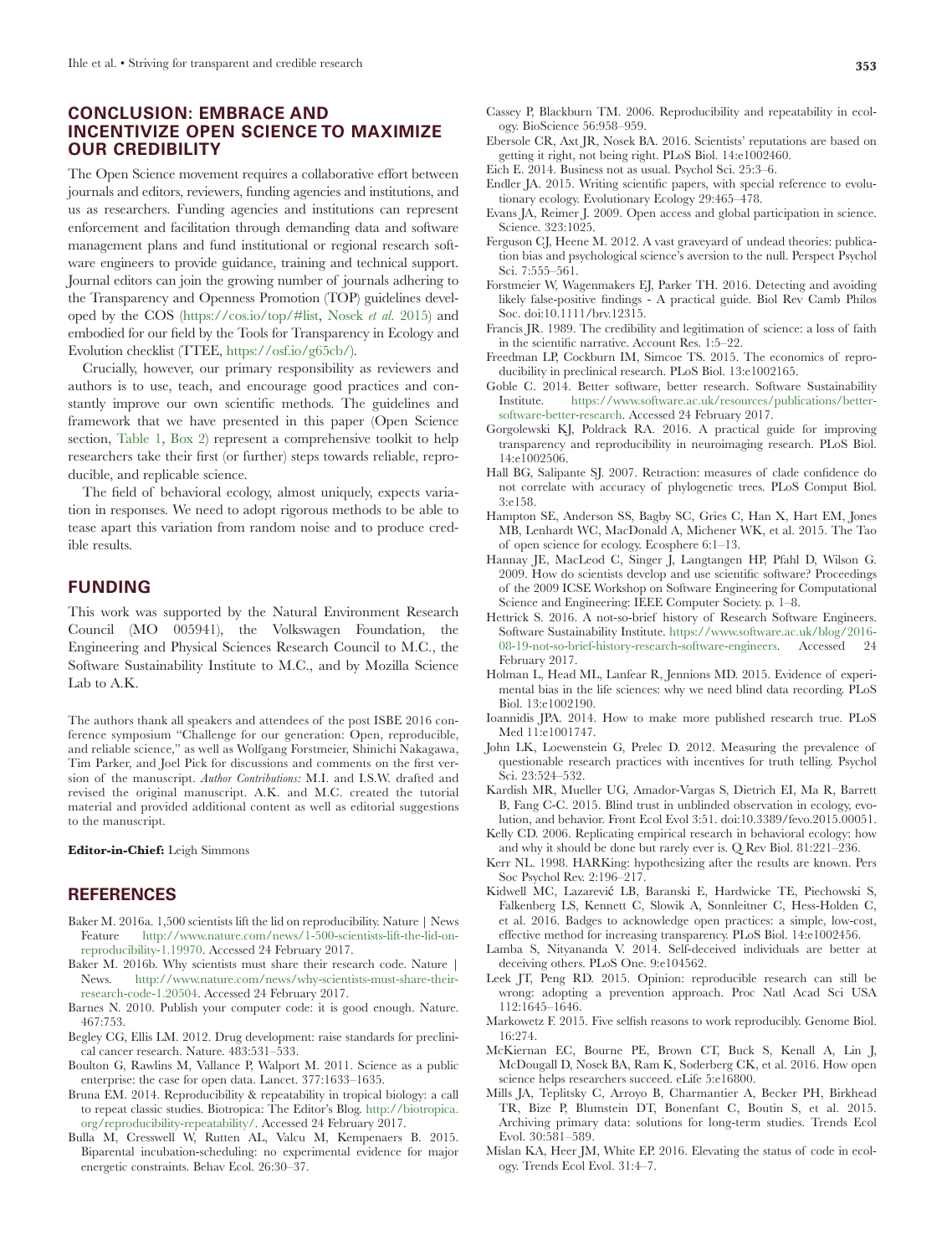## CONCLUSION: EMBRACE AND INCENTIVIZE OPEN SCIENCE TO MAXIMIZE OUR CREDIBILITY

The Open Science movement requires a collaborative effort between journals and editors, reviewers, funding agencies and institutions, and us as researchers. Funding agencies and institutions can represent enforcement and facilitation through demanding data and software management plans and fund institutional or regional research software engineers to provide guidance, training and technical support. Journal editors can join the growing number of journals adhering to the Transparency and Openness Promotion (TOP) guidelines developed by the COS (https://cos.io/top/#list, Nosek *et al.* 2015) and embodied for our field by the Tools for Transparency in Ecology and Evolution checklist (TTEE, https://osf.io/g65cb/).

Crucially, however, our primary responsibility as reviewers and authors is to use, teach, and encourage good practices and constantly improve our own scientific methods. The guidelines and framework that we have presented in this paper (Open Science section, Table 1, Box 2) represent a comprehensive toolkit to help researchers take their first (or further) steps towards reliable, reproducible, and replicable science.

The field of behavioral ecology, almost uniquely, expects variation in responses. We need to adopt rigorous methods to be able to tease apart this variation from random noise and to produce credible results.

## FUNDING

This work was supported by the Natural Environment Research Council (MO 005941), the Volkswagen Foundation, the Engineering and Physical Sciences Research Council to M.C., the Software Sustainability Institute to M.C., and by Mozilla Science Lab to A.K.

The authors thank all speakers and attendees of the post ISBE 2016 conference symposium "Challenge for our generation: Open, reproducible, and reliable science," as well as Wolfgang Forstmeier, Shinichi Nakagawa, Tim Parker, and Joel Pick for discussions and comments on the first version of the manuscript. *Author Contributions:* M.I. and I.S.W. drafted and revised the original manuscript. A.K. and M.C. created the tutorial material and provided additional content as well as editorial suggestions to the manuscript.

**Editor-in-Chief:** Leigh Simmons

## REFERENCES

Baker M. 2016a. 1,500 scientists lift the lid on reproducibility. Nature | News Feature http://www.nature.com/news/1-500-scientists-lift-the-lid-on-reproducibility-1.19970. Accessed 24 February 2017.

Baker M. 2016b. Why scientists must share their research code. Nature | News. http://www.nature.com/news/why-scientists-must-share-their-research-code-1.20504. Accessed 24 February 2017.

Barnes N. 2010. Publish your computer code: it is good enough. Nature. 467:753.

Begley CG, Ellis LM. 2012. Drug development: raise standards for preclinical cancer research. Nature. 483:531–533.

Boulton G, Rawlins M, Vallance P, Walport M. 2011. Science as a public enterprise: the case for open data. Lancet. 377:1633–1635.

Bruna EM. 2014. Reproducibility & repeatability in tropical biology: a call to repeat classic studies. Biotropica: The Editor's Blog. http://biotropica.org/reproducibility-repeatability/. Accessed 24 February 2017.

Bulla M, Cresswell W, Rutten AL, Valcu M, Kempenaers B. 2015. Biparental incubation-scheduling: no experimental evidence for major energetic constraints. Behav Ecol. 26:30–37.

Cassey P, Blackburn TM. 2006. Reproducibility and repeatability in ecology. BioScience 56:958–959.

Ebersole CR, Axt JR, Nosek BA. 2016. Scientists' reputations are based on getting it right, not being right. PLoS Biol. 14:e1002460.

Eich E. 2014. Business not as usual. Psychol Sci. 25:3–6.

Endler JA. 2015. Writing scientific papers, with special reference to evolutionary ecology. Evolutionary Ecology 29:465–478.

Evans JA, Reimer J. 2009. Open access and global participation in science. Science. 323:1025.

Ferguson CJ, Heene M. 2012. A vast graveyard of undead theories: publication bias and psychological science's aversion to the null. Perspect Psychol Sci. 7:555–561.

Forstmeier W, Wagenmakers EJ, Parker TH. 2016. Detecting and avoiding likely false-positive findings - A practical guide. Biol Rev Camb Philos Soc. doi:10.1111/brv.12315.

Francis JR. 1989. The credibility and legitimation of science: a loss of faith in the scientific narrative. Account Res. 1:5–22.

Freedman LP, Cockburn IM, Simcoe TS. 2015. The economics of reproducibility in preclinical research. PLoS Biol. 13:e1002165.

Goble C. 2014. Better software, better research. Software Sustainability Institute. https://www.software.ac.uk/resources/publications/better-software-better-research. Accessed 24 February 2017.

Gorgolewski KJ, Poldrack RA. 2016. A practical guide for improving transparency and reproducibility in neuroimaging research. PLoS Biol. 14:e1002506.

Hall BG, Salipante SJ. 2007. Retraction: measures of clade confidence do not correlate with accuracy of phylogenetic trees. PLoS Comput Biol. 3:e158.

Hampton SE, Anderson SS, Bagby SC, Gries C, Han X, Hart EM, Jones MB, Lenhardt WC, MacDonald A, Michener WK, et al. 2015. The Tao of open science for ecology. Ecosphere 6:1–13.

Hannay JE, MacLeod C, Singer J, Langtangen HP, Pfahl D, Wilson G. 2009. How do scientists develop and use scientific software? Proceedings of the 2009 ICSE Workshop on Software Engineering for Computational Science and Engineering: IEEE Computer Society. p. 1–8.

Hettrick S. 2016. A not-so-brief history of Research Software Engineers. Software Sustainability Institute. https://www.software.ac.uk/blog/2016-08-19-not-so-brief-history-research-software-engineers. Accessed 24 February 2017.

Holman L, Head ML, Lanfear R, Jennions MD. 2015. Evidence of experimental bias in the life sciences: why we need blind data recording. PLoS Biol. 13:e1002190.

Ioannidis JPA. 2014. How to make more published research true. PLoS Med 11:e1001747.

John LK, Loewenstein G, Prelec D. 2012. Measuring the prevalence of questionable research practices with incentives for truth telling. Psychol Sci. 23:524–532.

Kardish MR, Mueller UG, Amador-Vargas S, Dietrich EI, Ma R, Barrett B, Fang C-C. 2015. Blind trust in unblinded observation in ecology, evolution, and behavior. Front Ecol Evol 3:51. doi:10.3389/fevo.2015.00051.

Kelly CD. 2006. Replicating empirical research in behavioral ecology: how and why it should be done but rarely ever is. Q Rev Biol. 81:221–236.

Kerr NL. 1998. HARKing: hypothesizing after the results are known. Pers Soc Psychol Rev. 2:196–217.

Kidwell MC, Lazarević LB, Baranski E, Hardwicke TE, Piechowski S, Falkenberg LS, Kennett C, Slowik A, Sonnleitner C, Hess-Holden C, et al. 2016. Badges to acknowledge open practices: a simple, low-cost, effective method for increasing transparency. PLoS Biol. 14:e1002456.

Lamba S, Nityananda V. 2014. Self-deceived individuals are better at deceiving others. PLoS One. 9:e104562.

Leek JT, Peng RD. 2015. Opinion: reproducible research can still be wrong: adopting a prevention approach. Proc Natl Acad Sci USA 112:1645–1646.

Markowetz F. 2015. Five selfish reasons to work reproducibly. Genome Biol. 16:274.

McKiernan EC, Bourne PE, Brown CT, Buck S, Kenall A, Lin J, McDougall D, Nosek BA, Ram K, Soderberg CK, et al. 2016. How open science helps researchers succeed. eLife 5:e16800.

Mills JA, Teplitsky C, Arroyo B, Charmantier A, Becker PH, Birkhead TR, Bize P, Blumstein DT, Bonenfant C, Boutin S, et al. 2015. Archiving primary data: solutions for long-term studies. Trends Ecol Evol. 30:581–589.

Mislan KA, Heer JM, White EP. 2016. Elevating the status of code in ecology. Trends Ecol Evol. 31:4–7.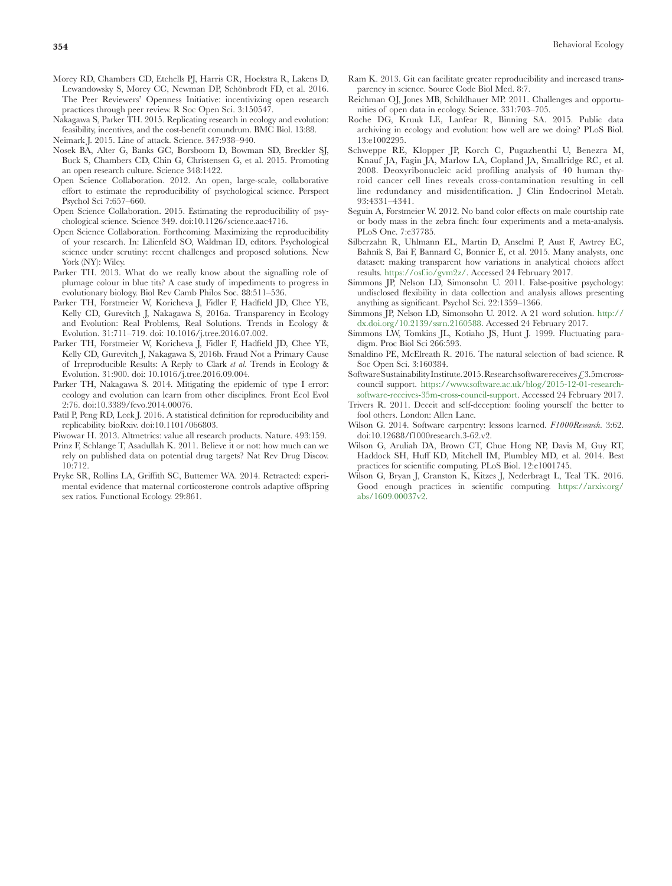Morey RD, Chambers CD, Etchells PJ, Harris CR, Hoekstra R, Lakens D, Lewandowsky S, Morey CC, Newman DP, Schönbrodt FD, et al. 2016. The Peer Reviewers' Openness Initiative: incentivizing open research practices through peer review. R Soc Open Sci. 3:150547.

Nakagawa S, Parker TH. 2015. Replicating research in ecology and evolution: feasibility, incentives, and the cost-benefit conundrum. BMC Biol. 13:88.

Neimark J. 2015. Line of attack. Science. 347:938–940.

Nosek BA, Alter G, Banks GC, Borsboom D, Bowman SD, Breckler SJ, Buck S, Chambers CD, Chin G, Christensen G, et al. 2015. Promoting an open research culture. Science 348:1422.

Open Science Collaboration. 2012. An open, large-scale, collaborative effort to estimate the reproducibility of psychological science. Perspect Psychol Sci 7:657–660.

Open Science Collaboration. 2015. Estimating the reproducibility of psychological science. Science 349. doi:10.1126/science.aac4716.

Open Science Collaboration. Forthcoming. Maximizing the reproducibility of your research. In: Lilienfeld SO, Waldman ID, editors. Psychological science under scrutiny: recent challenges and proposed solutions. New York (NY): Wiley.

Parker TH. 2013. What do we really know about the signalling role of plumage colour in blue tits? A case study of impediments to progress in evolutionary biology. Biol Rev Camb Philos Soc. 88:511–536.

Parker TH, Forstmeier W, Koricheva J, Fidler F, Hadfield JD, Chee YE, Kelly CD, Gurevitch J, Nakagawa S, 2016a. Transparency in Ecology and Evolution: Real Problems, Real Solutions. Trends in Ecology & Evolution. 31:711–719. doi: 10.1016/j.tree.2016.07.002.

Parker TH, Forstmeier W, Koricheva J, Fidler F, Hadfield JD, Chee YE, Kelly CD, Gurevitch J, Nakagawa S, 2016b. Fraud Not a Primary Cause of Irreproducible Results: A Reply to Clark *et al*. Trends in Ecology & Evolution. 31:900. doi: 10.1016/j.tree.2016.09.004.

Parker TH, Nakagawa S. 2014. Mitigating the epidemic of type I error: ecology and evolution can learn from other disciplines. Front Ecol Evol 2:76. doi:10.3389/fevo.2014.00076.

Patil P, Peng RD, Leek J. 2016. A statistical definition for reproducibility and replicability. bioRxiv. doi:10.1101/066803.

Piwowar H. 2013. Altmetrics: value all research products. Nature. 493:159.

Prinz F, Schlange T, Asadullah K. 2011. Believe it or not: how much can we rely on published data on potential drug targets? Nat Rev Drug Discov. 10:712.

Pryke SR, Rollins LA, Griffith SC, Buttemer WA. 2014. Retracted: experimental evidence that maternal corticosterone controls adaptive offspring sex ratios. Functional Ecology. 29:861.

Ram K. 2013. Git can facilitate greater reproducibility and increased transparency in science. Source Code Biol Med. 8:7.

Reichman OJ, Jones MB, Schildhauer MP. 2011. Challenges and opportunities of open data in ecology. Science. 331:703–705.

Roche DG, Kruuk LE, Lanfear R, Binning SA. 2015. Public data archiving in ecology and evolution: how well are we doing? PLoS Biol. 13:e1002295.

Schweppe RE, Klopper JP, Korch C, Pugazhenthi U, Benezra M, Knauf JA, Fagin JA, Marlow LA, Copland JA, Smallridge RC, et al. 2008. Deoxyribonucleic acid profiling analysis of 40 human thyroid cancer cell lines reveals cross-contamination resulting in cell line redundancy and misidentification. J Clin Endocrinol Metab. 93:4331–4341.

Seguin A, Forstmeier W. 2012. No band color effects on male courtship rate or body mass in the zebra finch: four experiments and a meta-analysis. PLoS One. 7:e37785.

Silberzahn R, Uhlmann EL, Martin D, Anselmi P, Aust F, Awtrey EC, Bahník S, Bai F, Bannard C, Bonnier E, et al. 2015. Many analysts, one dataset: making transparent how variations in analytical choices affect results. https://osf.io/gvm2z/. Accessed 24 February 2017.

Simmons JP, Nelson LD, Simonsohn U. 2011. False-positive psychology: undisclosed flexibility in data collection and analysis allows presenting anything as significant. Psychol Sci. 22:1359–1366.

Simmons JP, Nelson LD, Simonsohn U. 2012. A 21 word solution. http://dx.doi.org/10.2139/ssrn.2160588. Accessed 24 February 2017.

Simmons LW, Tomkins JL, Kotiaho JS, Hunt J. 1999. Fluctuating paradigm. Proc Biol Sci 266:593.

Smaldino PE, McElreath R. 2016. The natural selection of bad science. R Soc Open Sci. 3:160384.

Software Sustainability Institute. 2015. Research software receives £3.5m cross-council support. https://www.software.ac.uk/blog/2015-12-01-research-software-receives-35m-cross-council-support. Accessed 24 February 2017.

Trivers R. 2011. Deceit and self-deception: fooling yourself the better to fool others. London: Allen Lane.

Wilson G. 2014. Software carpentry: lessons learned. *F1000Research*. 3:62. doi:10.12688/f1000research.3-62.v2.

Wilson G, Aruliah DA, Brown CT, Chue Hong NP, Davis M, Guy RT, Haddock SH, Huff KD, Mitchell IM, Plumbley MD, et al. 2014. Best practices for scientific computing. PLoS Biol. 12:e1001745.

Wilson G, Bryan J, Cranston K, Kitzes J, Nederbragt L, Teal TK. 2016. Good enough practices in scientific computing. https://arxiv.org/abs/1609.00037v2.